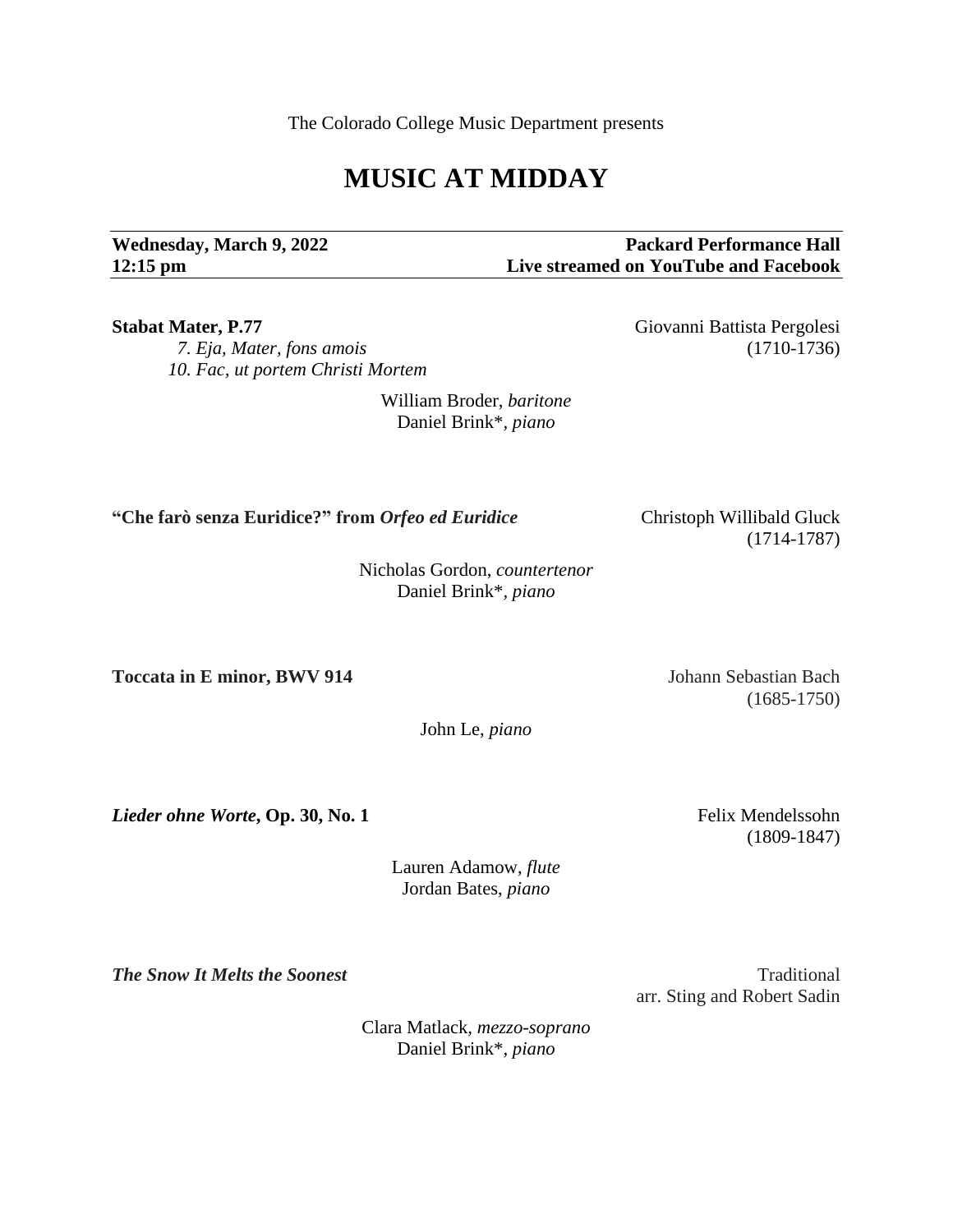The Colorado College Music Department presents

# MUSIC AT MIDDAY

**Wednesday, March 9, 2022** **Packard Performance Hall**
**12:15 pm** **Live streamed on YouTube and Facebook**

**Stabat Mater, P.77** Giovanni Battista Pergolesi (1710-1736)

*7. Eja, Mater, fons amois*
*10. Fac, ut portem Christi Mortem*

William Broder, *baritone*
Daniel Brink*, *piano*

**"Che farò senza Euridice?" from *Orfeo ed Euridice*** Christoph Willibald Gluck (1714-1787)

Nicholas Gordon, *countertenor*
Daniel Brink*, *piano*

**Toccata in E minor, BWV 914** Johann Sebastian Bach (1685-1750)

John Le, *piano*

***Lieder ohne Worte*, Op. 30, No. 1** Felix Mendelssohn (1809-1847)

Lauren Adamow, *flute*
Jordan Bates, *piano*

***The Snow It Melts the Soonest*** Traditional arr. Sting and Robert Sadin

Clara Matlack, *mezzo-soprano*
Daniel Brink*, *piano*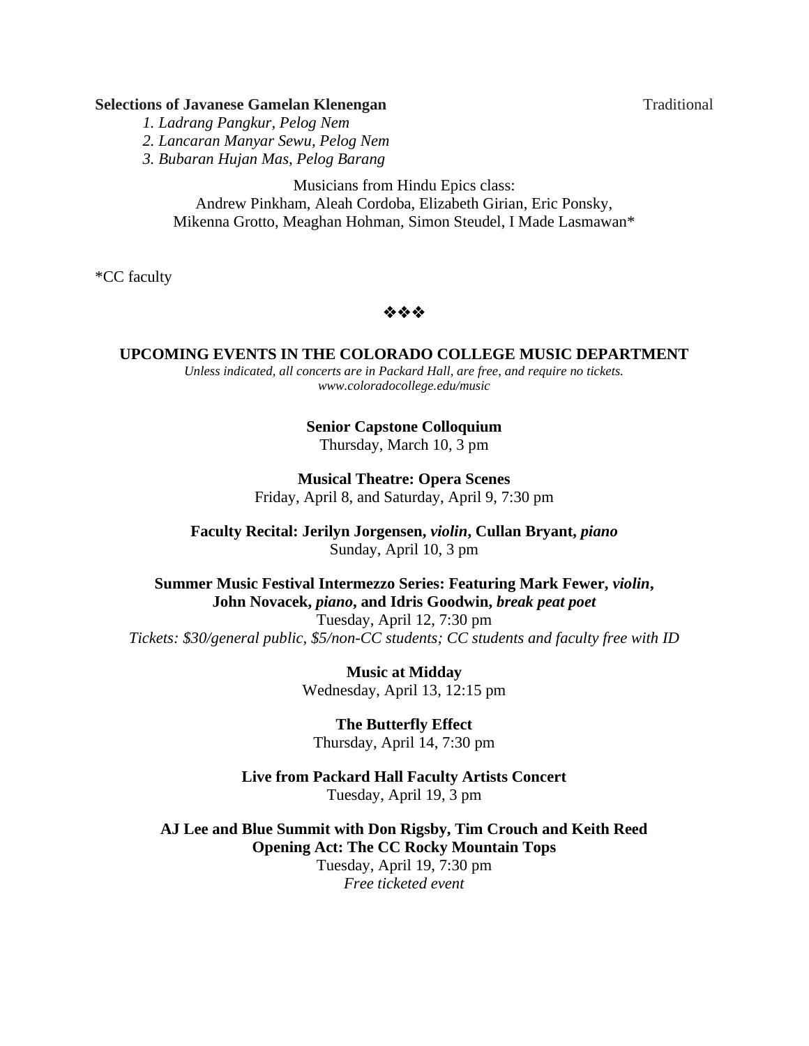**Selections of Javanese Gamelan Klenengan** Traditional

*1. Ladrang Pangkur, Pelog Nem*
*2. Lancaran Manyar Sewu, Pelog Nem*
*3. Bubaran Hujan Mas, Pelog Barang*

Musicians from Hindu Epics class:
Andrew Pinkham, Aleah Cordoba, Elizabeth Girian, Eric Ponsky,
Mikenna Grotto, Meaghan Hohman, Simon Steudel, I Made Lasmawan*

*CC faculty

❖❖❖

## UPCOMING EVENTS IN THE COLORADO COLLEGE MUSIC DEPARTMENT

*Unless indicated, all concerts are in Packard Hall, are free, and require no tickets.*
*www.coloradocollege.edu/music*

**Senior Capstone Colloquium**
Thursday, March 10, 3 pm

**Musical Theatre: Opera Scenes**
Friday, April 8, and Saturday, April 9, 7:30 pm

**Faculty Recital: Jerilyn Jorgensen, *violin*, Cullan Bryant, *piano***
Sunday, April 10, 3 pm

**Summer Music Festival Intermezzo Series: Featuring Mark Fewer, *violin*, John Novacek, *piano*, and Idris Goodwin, *break peat poet***
Tuesday, April 12, 7:30 pm
*Tickets: $30/general public, $5/non-CC students; CC students and faculty free with ID*

**Music at Midday**
Wednesday, April 13, 12:15 pm

**The Butterfly Effect**
Thursday, April 14, 7:30 pm

**Live from Packard Hall Faculty Artists Concert**
Tuesday, April 19, 3 pm

**AJ Lee and Blue Summit with Don Rigsby, Tim Crouch and Keith Reed**
**Opening Act: The CC Rocky Mountain Tops**
Tuesday, April 19, 7:30 pm
*Free ticketed event*